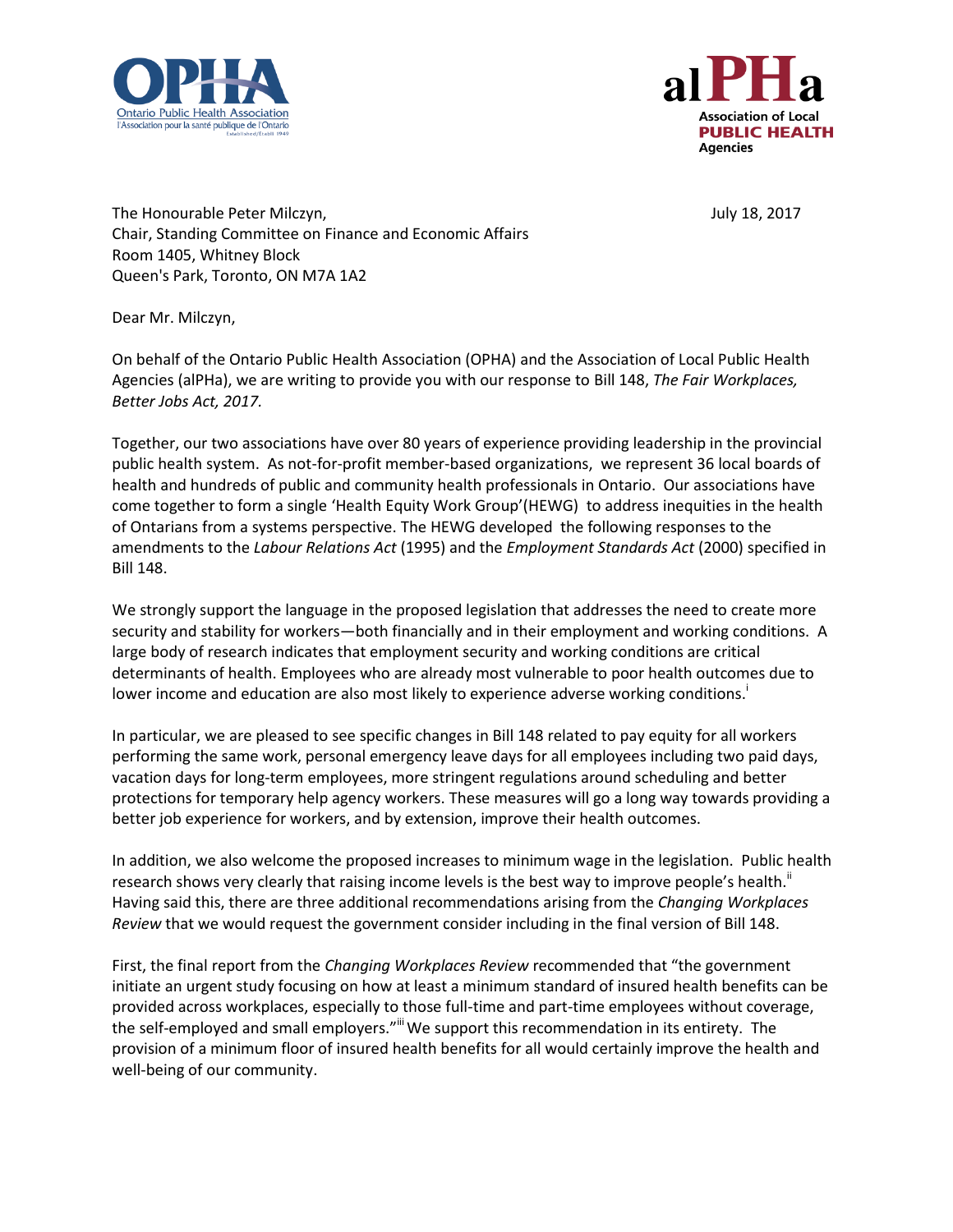The Honourable Peter Milczyn,
Chair, Standing Committee on Finance and Economic Affairs
Room 1405, Whitney Block
Queen's Park, Toronto, ON M7A 1A2

July 18, 2017

Dear Mr. Milczyn,

On behalf of the Ontario Public Health Association (OPHA) and the Association of Local Public Health Agencies (alPHa), we are writing to provide you with our response to Bill 148, *The Fair Workplaces, Better Jobs Act, 2017.*

Together, our two associations have over 80 years of experience providing leadership in the provincial public health system. As not-for-profit member-based organizations, we represent 36 local boards of health and hundreds of public and community health professionals in Ontario. Our associations have come together to form a single 'Health Equity Work Group'(HEWG) to address inequities in the health of Ontarians from a systems perspective. The HEWG developed the following responses to the amendments to the *Labour Relations Act* (1995) and the *Employment Standards Act* (2000) specified in Bill 148.

We strongly support the language in the proposed legislation that addresses the need to create more security and stability for workers—both financially and in their employment and working conditions. A large body of research indicates that employment security and working conditions are critical determinants of health. Employees who are already most vulnerable to poor health outcomes due to lower income and education are also most likely to experience adverse working conditions.[i]

In particular, we are pleased to see specific changes in Bill 148 related to pay equity for all workers performing the same work, personal emergency leave days for all employees including two paid days, vacation days for long-term employees, more stringent regulations around scheduling and better protections for temporary help agency workers. These measures will go a long way towards providing a better job experience for workers, and by extension, improve their health outcomes.

In addition, we also welcome the proposed increases to minimum wage in the legislation. Public health research shows very clearly that raising income levels is the best way to improve people's health.[ii] Having said this, there are three additional recommendations arising from the *Changing Workplaces Review* that we would request the government consider including in the final version of Bill 148.

First, the final report from the *Changing Workplaces Review* recommended that "the government initiate an urgent study focusing on how at least a minimum standard of insured health benefits can be provided across workplaces, especially to those full-time and part-time employees without coverage, the self-employed and small employers."[iii] We support this recommendation in its entirety. The provision of a minimum floor of insured health benefits for all would certainly improve the health and well-being of our community.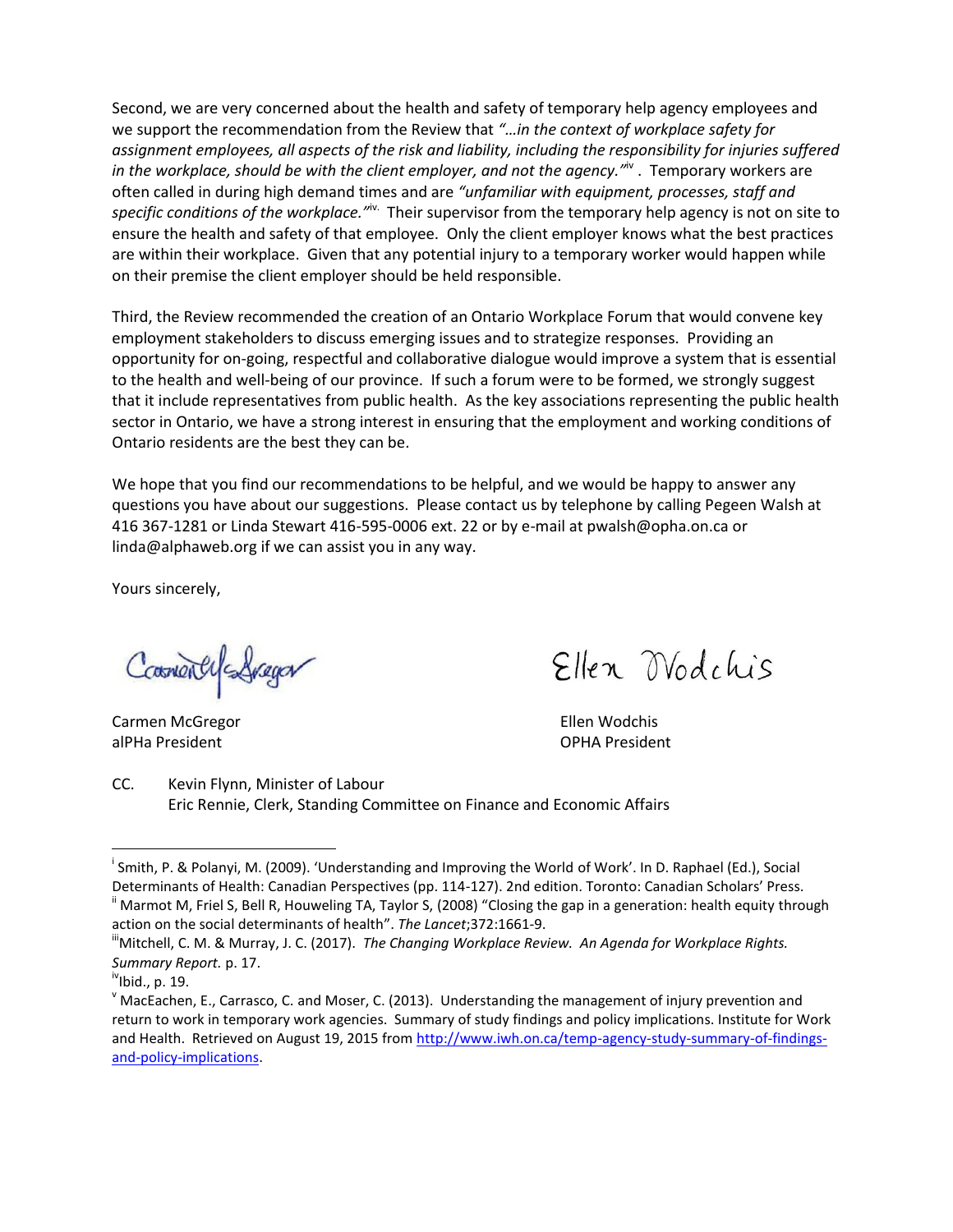Second, we are very concerned about the health and safety of temporary help agency employees and we support the recommendation from the Review that *"…in the context of workplace safety for assignment employees, all aspects of the risk and liability, including the responsibility for injuries suffered in the workplace, should be with the client employer, and not the agency."*[iv] . Temporary workers are often called in during high demand times and are *"unfamiliar with equipment, processes, staff and specific conditions of the workplace."*[iv.] Their supervisor from the temporary help agency is not on site to ensure the health and safety of that employee. Only the client employer knows what the best practices are within their workplace. Given that any potential injury to a temporary worker would happen while on their premise the client employer should be held responsible.

Third, the Review recommended the creation of an Ontario Workplace Forum that would convene key employment stakeholders to discuss emerging issues and to strategize responses. Providing an opportunity for on-going, respectful and collaborative dialogue would improve a system that is essential to the health and well-being of our province. If such a forum were to be formed, we strongly suggest that it include representatives from public health. As the key associations representing the public health sector in Ontario, we have a strong interest in ensuring that the employment and working conditions of Ontario residents are the best they can be.

We hope that you find our recommendations to be helpful, and we would be happy to answer any questions you have about our suggestions. Please contact us by telephone by calling Pegeen Walsh at 416 367-1281 or Linda Stewart 416-595-0006 ext. 22 or by e-mail at pwalsh@opha.on.ca or linda@alphaweb.org if we can assist you in any way.

Yours sincerely,

Carmen McGregor
alPHa President

Ellen Wodchis
OPHA President

CC. Kevin Flynn, Minister of Labour
Eric Rennie, Clerk, Standing Committee on Finance and Economic Affairs

---

[i] Smith, P. & Polanyi, M. (2009). 'Understanding and Improving the World of Work'. In D. Raphael (Ed.), Social Determinants of Health: Canadian Perspectives (pp. 114-127). 2nd edition. Toronto: Canadian Scholars' Press.

[ii] Marmot M, Friel S, Bell R, Houweling TA, Taylor S, (2008) "Closing the gap in a generation: health equity through action on the social determinants of health". *The Lancet*;372:1661-9.

[iii] Mitchell, C. M. & Murray, J. C. (2017). *The Changing Workplace Review. An Agenda for Workplace Rights. Summary Report.* p. 17.

[iv] Ibid., p. 19.

[v] MacEachen, E., Carrasco, C. and Moser, C. (2013). Understanding the management of injury prevention and return to work in temporary work agencies. Summary of study findings and policy implications. Institute for Work and Health. Retrieved on August 19, 2015 from http://www.iwh.on.ca/temp-agency-study-summary-of-findings-and-policy-implications.